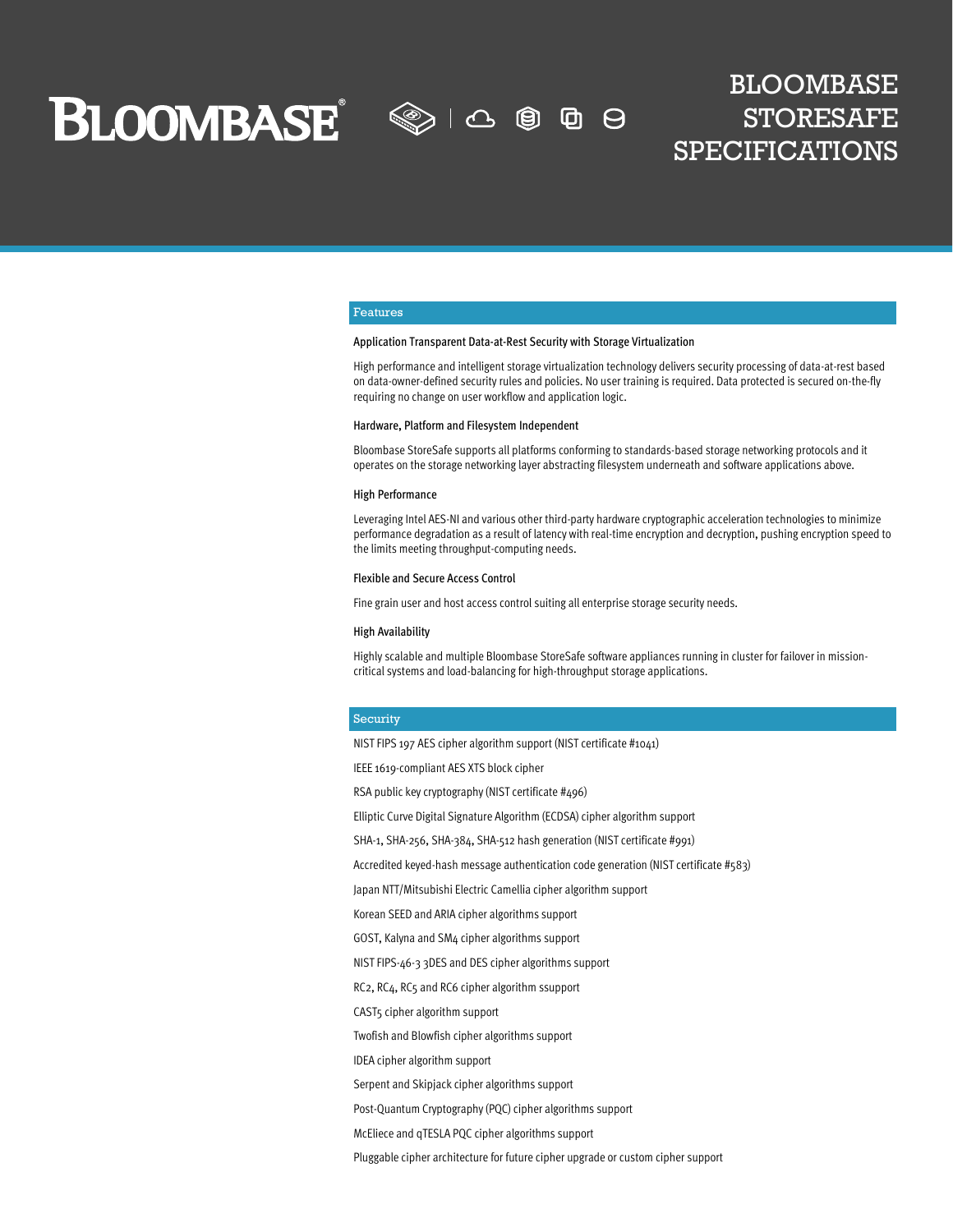# BLOOMBASE STORESAFE SPECIFICATIONS

## Features

### Application Transparent Data-at-Rest Security with Storage Virtualization

High performance and intelligent storage virtualization technology delivers security processing of data-at-rest based on data-owner-defined security rules and policies. No user training is required. Data protected is secured on-the-fly requiring no change on user workflow and application logic.

### Hardware, Platform and Filesystem Independent

Bloombase StoreSafe supports all platforms conforming to standards-based storage networking protocols and it operates on the storage networking layer abstracting filesystem underneath and software applications above.

### High Performance

Leveraging Intel AES-NI and various other third-party hardware cryptographic acceleration technologies to minimize performance degradation as a result of latency with real-time encryption and decryption, pushing encryption speed to the limits meeting throughput-computing needs.

### Flexible and Secure Access Control

Fine grain user and host access control suiting all enterprise storage security needs.

### High Availability

Highly scalable and multiple Bloombase StoreSafe software appliances running in cluster for failover in mission-critical systems and load-balancing for high-throughput storage applications.

## Security

NIST FIPS 197 AES cipher algorithm support (NIST certificate #1041)

IEEE 1619-compliant AES XTS block cipher

RSA public key cryptography (NIST certificate #496)

Elliptic Curve Digital Signature Algorithm (ECDSA) cipher algorithm support

SHA-1, SHA-256, SHA-384, SHA-512 hash generation (NIST certificate #991)

Accredited keyed-hash message authentication code generation (NIST certificate #583)

Japan NTT/Mitsubishi Electric Camellia cipher algorithm support

Korean SEED and ARIA cipher algorithms support

GOST, Kalyna and SM4 cipher algorithms support

NIST FIPS-46-3 3DES and DES cipher algorithms support

RC2, RC4, RC5 and RC6 cipher algorithm ssupport

CAST5 cipher algorithm support

Twofish and Blowfish cipher algorithms support

IDEA cipher algorithm support

Serpent and Skipjack cipher algorithms support

Post-Quantum Cryptography (PQC) cipher algorithms support

McEliece and qTESLA PQC cipher algorithms support

Pluggable cipher architecture for future cipher upgrade or custom cipher support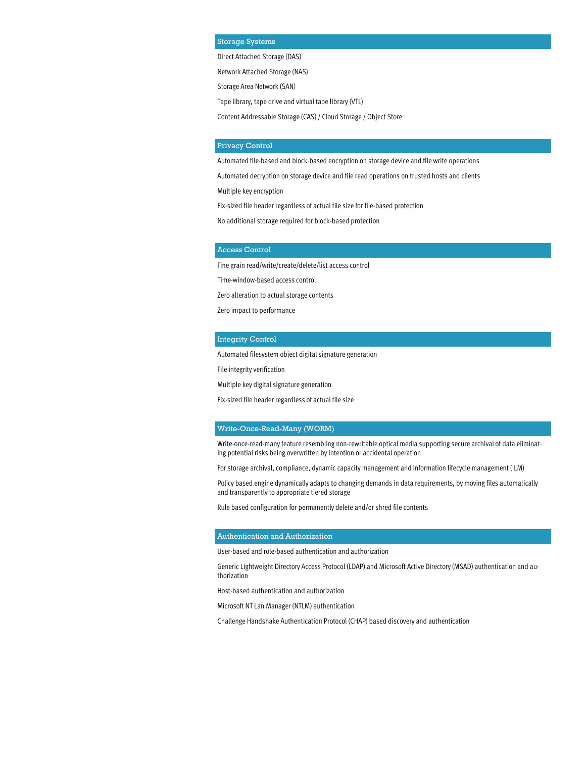## Storage Systems

Direct Attached Storage (DAS)

Network Attached Storage (NAS)

Storage Area Network (SAN)

Tape library, tape drive and virtual tape library (VTL)

Content Addressable Storage (CAS) / Cloud Storage / Object Store

## Privacy Control

Automated file-based and block-based encryption on storage device and file write operations

Automated decryption on storage device and file read operations on trusted hosts and clients

Multiple key encryption

Fix-sized file header regardless of actual file size for file-based protection

No additional storage required for block-based protection

## Access Control

Fine grain read/write/create/delete/list access control

Time-window-based access control

Zero alteration to actual storage contents

Zero impact to performance

## Integrity Control

Automated filesystem object digital signature generation

File integrity verification

Multiple key digital signature generation

Fix-sized file header regardless of actual file size

## Write-Once-Read-Many (WORM)

Write-once-read-many feature resembling non-rewritable optical media supporting secure archival of data eliminating potential risks being overwritten by intention or accidental operation

For storage archival, compliance, dynamic capacity management and information lifecycle management (ILM)

Policy based engine dynamically adapts to changing demands in data requirements, by moving files automatically and transparently to appropriate tiered storage

Rule based configuration for permanently delete and/or shred file contents

## Authentication and Authorization

User-based and role-based authentication and authorization

Generic Lightweight Directory Access Protocol (LDAP) and Microsoft Active Directory (MSAD) authentication and authorization

Host-based authentication and authorization

Microsoft NT Lan Manager (NTLM) authentication

Challenge Handshake Authentication Protocol (CHAP) based discovery and authentication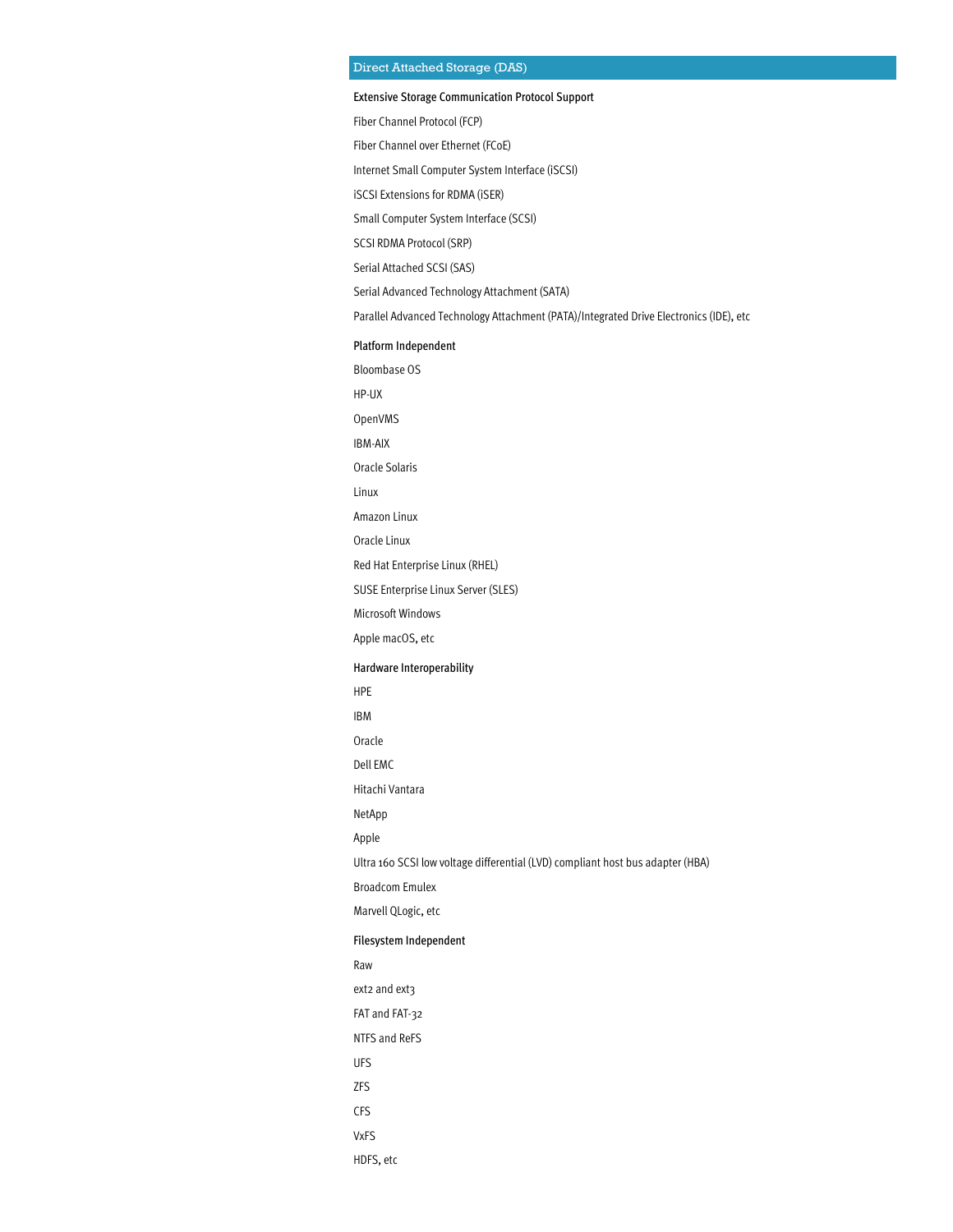## Direct Attached Storage (DAS)

### Extensive Storage Communication Protocol Support

Fiber Channel Protocol (FCP)

Fiber Channel over Ethernet (FCoE)

Internet Small Computer System Interface (iSCSI)

iSCSI Extensions for RDMA (iSER)

Small Computer System Interface (SCSI)

SCSI RDMA Protocol (SRP)

Serial Attached SCSI (SAS)

Serial Advanced Technology Attachment (SATA)

Parallel Advanced Technology Attachment (PATA)/Integrated Drive Electronics (IDE), etc

### Platform Independent

Bloombase OS

HP-UX

OpenVMS

IBM-AIX

Oracle Solaris

Linux

Amazon Linux

Oracle Linux

Red Hat Enterprise Linux (RHEL)

SUSE Enterprise Linux Server (SLES)

Microsoft Windows

Apple macOS, etc

### Hardware Interoperability

HPE

IBM

Oracle

Dell EMC

Hitachi Vantara

NetApp

Apple

Ultra 160 SCSI low voltage differential (LVD) compliant host bus adapter (HBA)

Broadcom Emulex

Marvell QLogic, etc

### Filesystem Independent

Raw

ext2 and ext3

FAT and FAT-32

NTFS and ReFS

UFS

ZFS

CFS

VxFS

HDFS, etc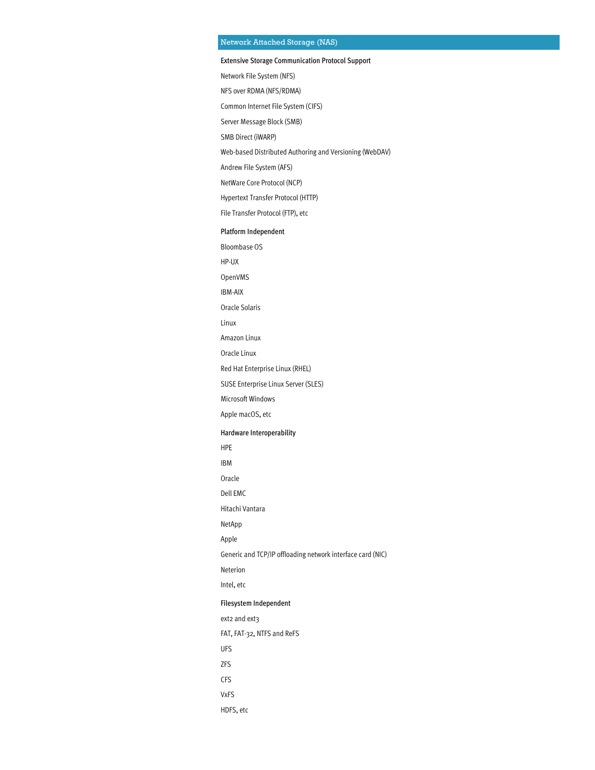## Network Attached Storage (NAS)

### Extensive Storage Communication Protocol Support

Network File System (NFS)

NFS over RDMA (NFS/RDMA)

Common Internet File System (CIFS)

Server Message Block (SMB)

SMB Direct (iWARP)

Web-based Distributed Authoring and Versioning (WebDAV)

Andrew File System (AFS)

NetWare Core Protocol (NCP)

Hypertext Transfer Protocol (HTTP)

File Transfer Protocol (FTP), etc

### Platform Independent

Bloombase OS

HP-UX

OpenVMS

IBM-AIX

Oracle Solaris

Linux

Amazon Linux

Oracle Linux

Red Hat Enterprise Linux (RHEL)

SUSE Enterprise Linux Server (SLES)

Microsoft Windows

Apple macOS, etc

### Hardware Interoperability

HPE

IBM

Oracle

Dell EMC

Hitachi Vantara

NetApp

Apple

Generic and TCP/IP offloading network interface card (NIC)

Neterion

Intel, etc

### Filesystem Independent

ext2 and ext3

FAT, FAT-32, NTFS and ReFS

UFS

ZFS

CFS

VxFS

HDFS, etc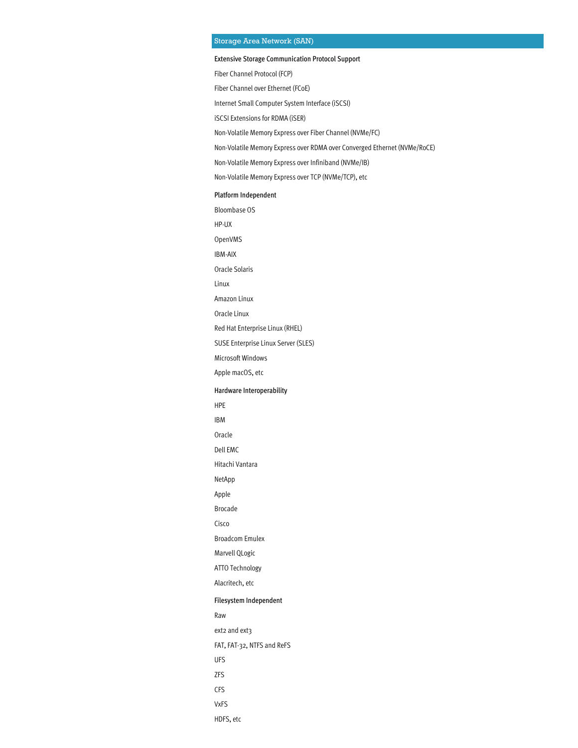## Storage Area Network (SAN)

**Extensive Storage Communication Protocol Support**

Fiber Channel Protocol (FCP)

Fiber Channel over Ethernet (FCoE)

Internet Small Computer System Interface (iSCSI)

iSCSI Extensions for RDMA (iSER)

Non-Volatile Memory Express over Fiber Channel (NVMe/FC)

Non-Volatile Memory Express over RDMA over Converged Ethernet (NVMe/RoCE)

Non-Volatile Memory Express over Infiniband (NVMe/IB)

Non-Volatile Memory Express over TCP (NVMe/TCP), etc

**Platform Independent**

Bloombase OS

HP-UX

OpenVMS

IBM-AIX

Oracle Solaris

Linux

Amazon Linux

Oracle Linux

Red Hat Enterprise Linux (RHEL)

SUSE Enterprise Linux Server (SLES)

Microsoft Windows

Apple macOS, etc

**Hardware Interoperability**

HPE

IBM

Oracle

Dell EMC

Hitachi Vantara

NetApp

Apple

Brocade

Cisco

Broadcom Emulex

Marvell QLogic

ATTO Technology

Alacritech, etc

**Filesystem Independent**

Raw

ext2 and ext3

FAT, FAT-32, NTFS and ReFS

UFS

ZFS

CFS

VxFS

HDFS, etc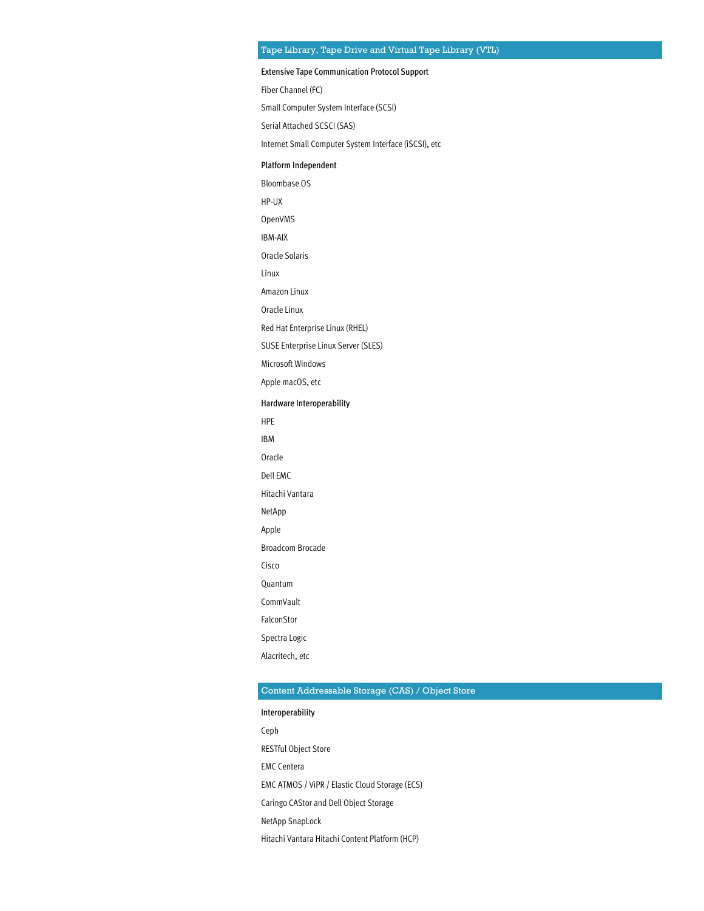## Tape Library, Tape Drive and Virtual Tape Library (VTL)

### Extensive Tape Communication Protocol Support

Fiber Channel (FC)

Small Computer System Interface (SCSI)

Serial Attached SCSCI (SAS)

Internet Small Computer System Interface (iSCSI), etc

### Platform Independent

Bloombase OS

HP-UX

OpenVMS

IBM-AIX

Oracle Solaris

Linux

Amazon Linux

Oracle Linux

Red Hat Enterprise Linux (RHEL)

SUSE Enterprise Linux Server (SLES)

Microsoft Windows

Apple macOS, etc

### Hardware Interoperability

HPE

IBM

Oracle

Dell EMC

Hitachi Vantara

NetApp

Apple

Broadcom Brocade

Cisco

Quantum

CommVault

FalconStor

Spectra Logic

Alacritech, etc

## Content Addressable Storage (CAS) / Object Store

### Interoperability

Ceph

RESTful Object Store

EMC Centera

EMC ATMOS / ViPR / Elastic Cloud Storage (ECS)

Caringo CAStor and Dell Object Storage

NetApp SnapLock

Hitachi Vantara Hitachi Content Platform (HCP)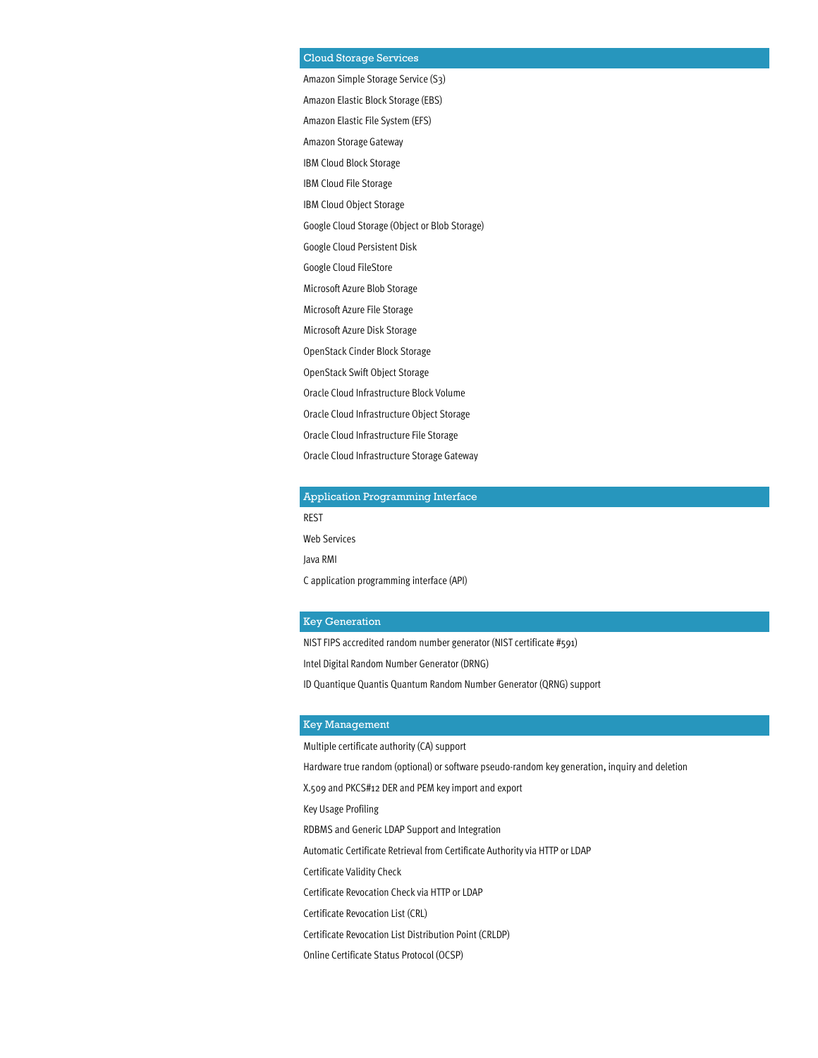## Cloud Storage Services

Amazon Simple Storage Service (S3)

Amazon Elastic Block Storage (EBS)

Amazon Elastic File System (EFS)

Amazon Storage Gateway

IBM Cloud Block Storage

IBM Cloud File Storage

IBM Cloud Object Storage

Google Cloud Storage (Object or Blob Storage)

Google Cloud Persistent Disk

Google Cloud FileStore

Microsoft Azure Blob Storage

Microsoft Azure File Storage

Microsoft Azure Disk Storage

OpenStack Cinder Block Storage

OpenStack Swift Object Storage

Oracle Cloud Infrastructure Block Volume

Oracle Cloud Infrastructure Object Storage

Oracle Cloud Infrastructure File Storage

Oracle Cloud Infrastructure Storage Gateway

## Application Programming Interface

REST

Web Services

Java RMI

C application programming interface (API)

## Key Generation

NIST FIPS accredited random number generator (NIST certificate #591)

Intel Digital Random Number Generator (DRNG)

ID Quantique Quantis Quantum Random Number Generator (QRNG) support

## Key Management

Multiple certificate authority (CA) support

Hardware true random (optional) or software pseudo-random key generation, inquiry and deletion

X.509 and PKCS#12 DER and PEM key import and export

Key Usage Profiling

RDBMS and Generic LDAP Support and Integration

Automatic Certificate Retrieval from Certificate Authority via HTTP or LDAP

Certificate Validity Check

Certificate Revocation Check via HTTP or LDAP

Certificate Revocation List (CRL)

Certificate Revocation List Distribution Point (CRLDP)

Online Certificate Status Protocol (OCSP)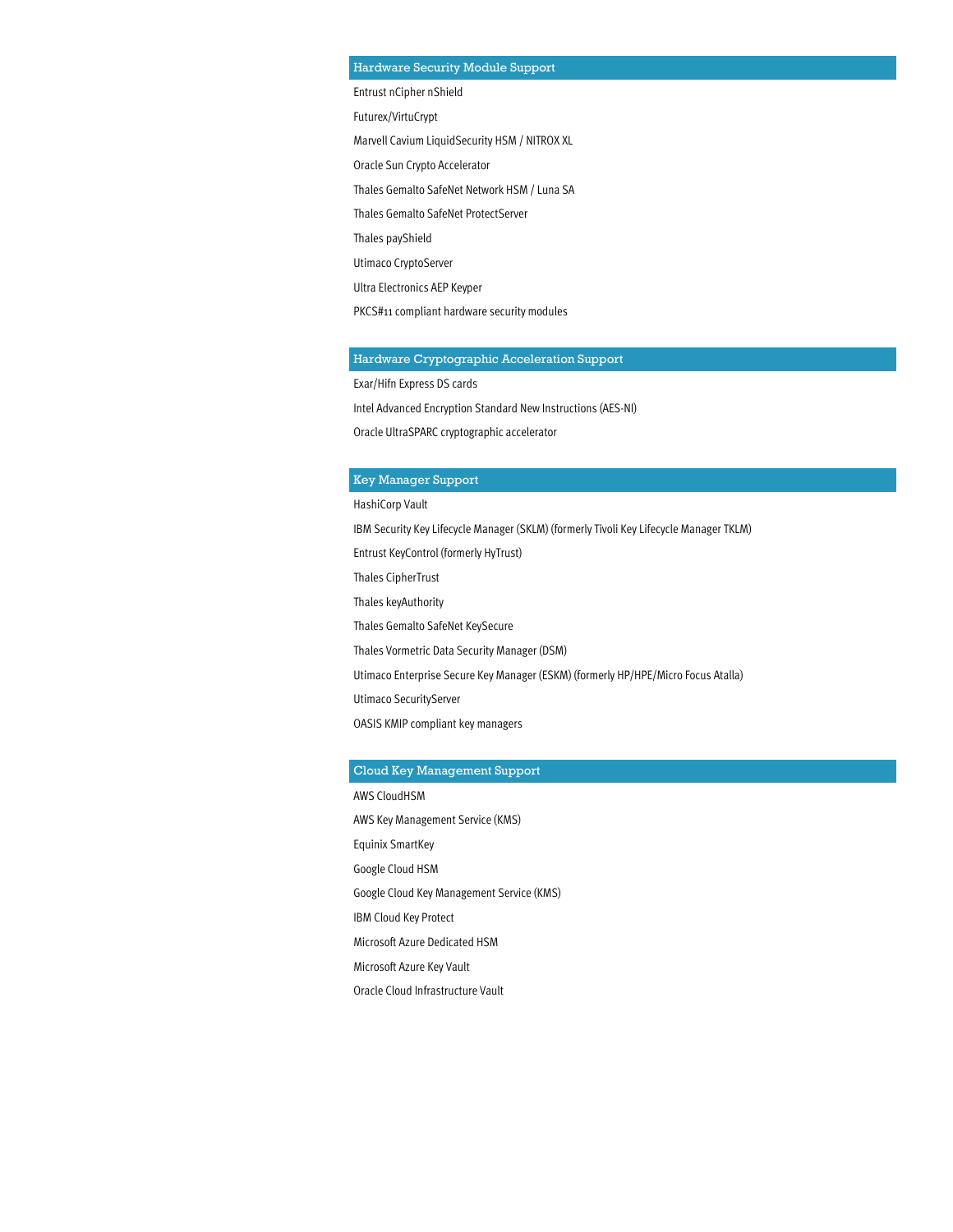## Hardware Security Module Support

Entrust nCipher nShield

Futurex/VirtuCrypt

Marvell Cavium LiquidSecurity HSM / NITROX XL

Oracle Sun Crypto Accelerator

Thales Gemalto SafeNet Network HSM / Luna SA

Thales Gemalto SafeNet ProtectServer

Thales payShield

Utimaco CryptoServer

Ultra Electronics AEP Keyper

PKCS#11 compliant hardware security modules

## Hardware Cryptographic Acceleration Support

Exar/Hifn Express DS cards

Intel Advanced Encryption Standard New Instructions (AES-NI)

Oracle UltraSPARC cryptographic accelerator

## Key Manager Support

HashiCorp Vault

IBM Security Key Lifecycle Manager (SKLM) (formerly Tivoli Key Lifecycle Manager TKLM)

Entrust KeyControl (formerly HyTrust)

Thales CipherTrust

Thales keyAuthority

Thales Gemalto SafeNet KeySecure

Thales Vormetric Data Security Manager (DSM)

Utimaco Enterprise Secure Key Manager (ESKM) (formerly HP/HPE/Micro Focus Atalla)

Utimaco SecurityServer

OASIS KMIP compliant key managers

## Cloud Key Management Support

AWS CloudHSM

AWS Key Management Service (KMS)

Equinix SmartKey

Google Cloud HSM

Google Cloud Key Management Service (KMS)

IBM Cloud Key Protect

Microsoft Azure Dedicated HSM

Microsoft Azure Key Vault

Oracle Cloud Infrastructure Vault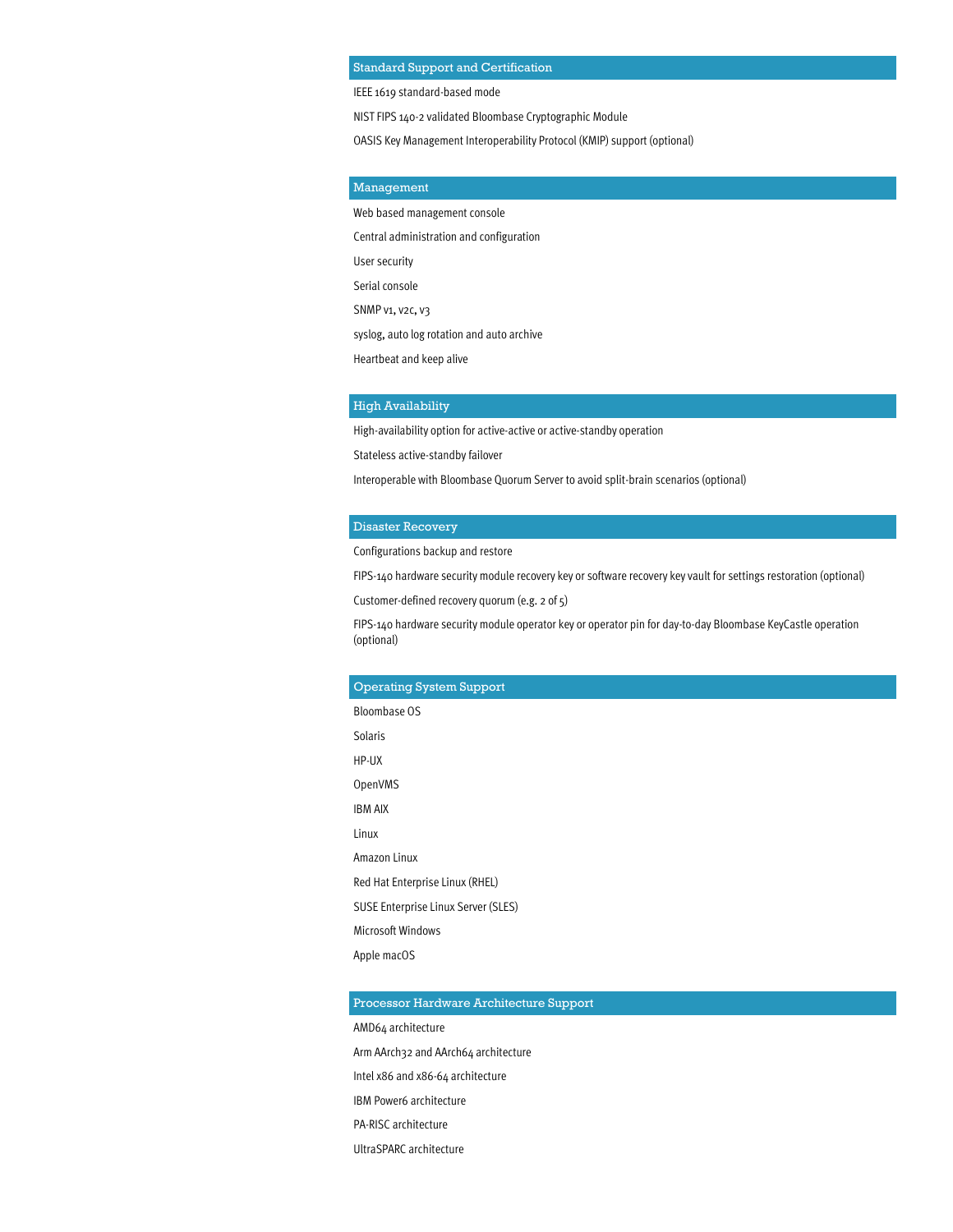## Standard Support and Certification

IEEE 1619 standard-based mode

NIST FIPS 140-2 validated Bloombase Cryptographic Module

OASIS Key Management Interoperability Protocol (KMIP) support (optional)

## Management

Web based management console

Central administration and configuration

User security

Serial console

SNMP v1, v2c, v3

syslog, auto log rotation and auto archive

Heartbeat and keep alive

## High Availability

High-availability option for active-active or active-standby operation

Stateless active-standby failover

Interoperable with Bloombase Quorum Server to avoid split-brain scenarios (optional)

## Disaster Recovery

Configurations backup and restore

FIPS-140 hardware security module recovery key or software recovery key vault for settings restoration (optional)

Customer-defined recovery quorum (e.g. 2 of 5)

FIPS-140 hardware security module operator key or operator pin for day-to-day Bloombase KeyCastle operation (optional)

## Operating System Support

Bloombase OS

Solaris

HP-UX

OpenVMS

IBM AIX

Linux

Amazon Linux

Red Hat Enterprise Linux (RHEL)

SUSE Enterprise Linux Server (SLES)

Microsoft Windows

Apple macOS

## Processor Hardware Architecture Support

AMD64 architecture

Arm AArch32 and AArch64 architecture

Intel x86 and x86-64 architecture

IBM Power6 architecture

PA-RISC architecture

UltraSPARC architecture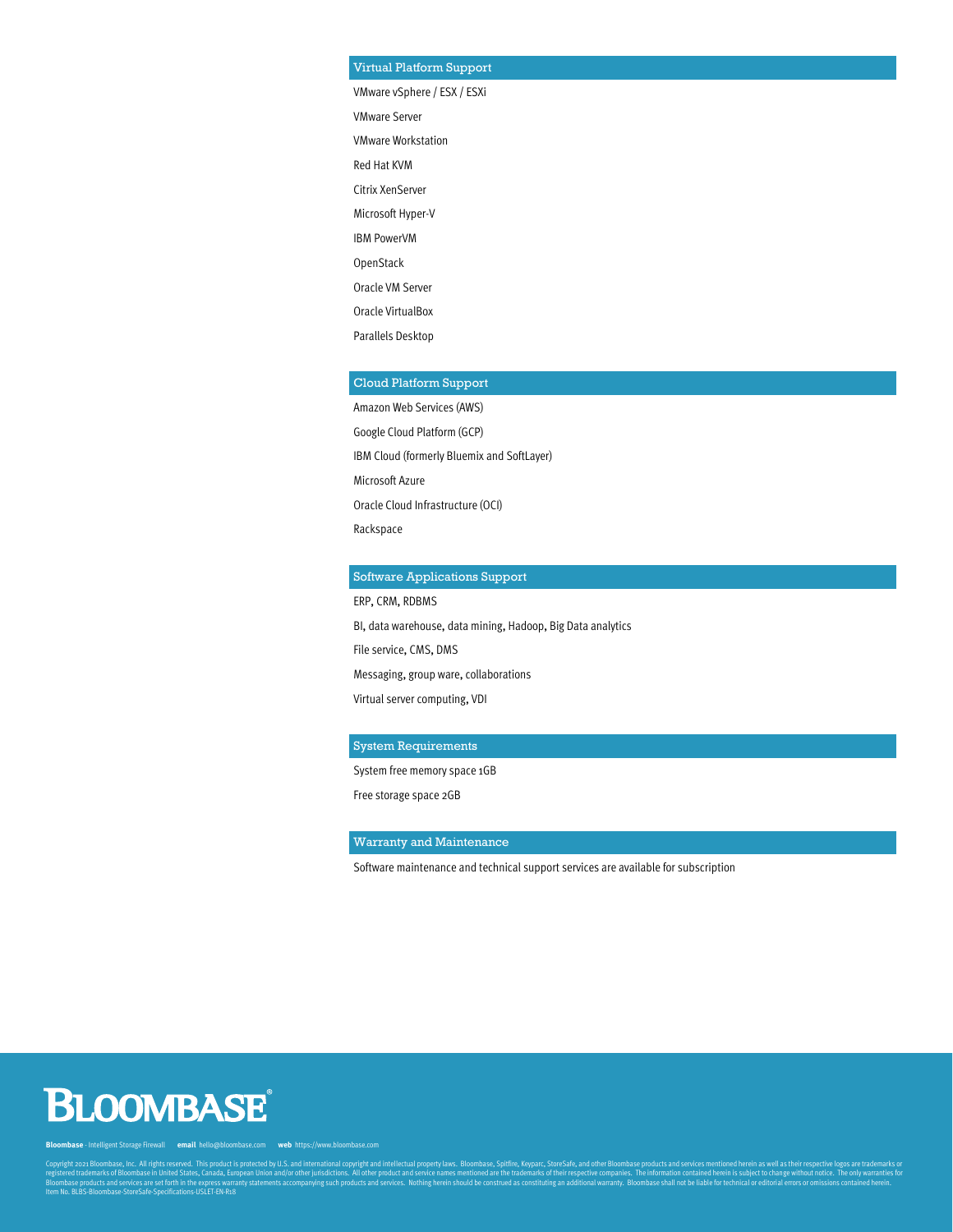## Virtual Platform Support

VMware vSphere / ESX / ESXi

VMware Server

VMware Workstation

Red Hat KVM

Citrix XenServer

Microsoft Hyper-V

IBM PowerVM

OpenStack

Oracle VM Server

Oracle VirtualBox

Parallels Desktop

## Cloud Platform Support

Amazon Web Services (AWS)

Google Cloud Platform (GCP)

IBM Cloud (formerly Bluemix and SoftLayer)

Microsoft Azure

Oracle Cloud Infrastructure (OCI)

Rackspace

## Software Applications Support

ERP, CRM, RDBMS

BI, data warehouse, data mining, Hadoop, Big Data analytics

File service, CMS, DMS

Messaging, group ware, collaborations

Virtual server computing, VDI

## System Requirements

System free memory space 1GB

Free storage space 2GB

## Warranty and Maintenance

Software maintenance and technical support services are available for subscription

BLOOMBASE®

**Bloombase** - Intelligent Storage Firewall **email** hello@bloombase.com **web** https://www.bloombase.com

Copyright 2021 Bloombase, Inc. All rights reserved. This product is protected by U.S. and international copyright and intellectual property laws. Bloombase, Spitfire, Keyparc, StoreSafe, and other Bloombase products and services mentioned herein as well as their respective logos are trademarks or registered trademarks of Bloombase in United States, Canada, European Union and/or other jurisdictions. All other product and service names mentioned are the trademarks of their respective companies. The information contained herein is subject to change without notice. The only warranties for Bloombase products and services are set forth in the express warranty statements accompanying such products and services. Nothing herein should be construed as constituting an additional warranty. Bloombase shall not be liable for technical or editorial errors or omissions contained herein.
Item No. BLBS-Bloombase-StoreSafe-Specifications-USLET-EN-R18